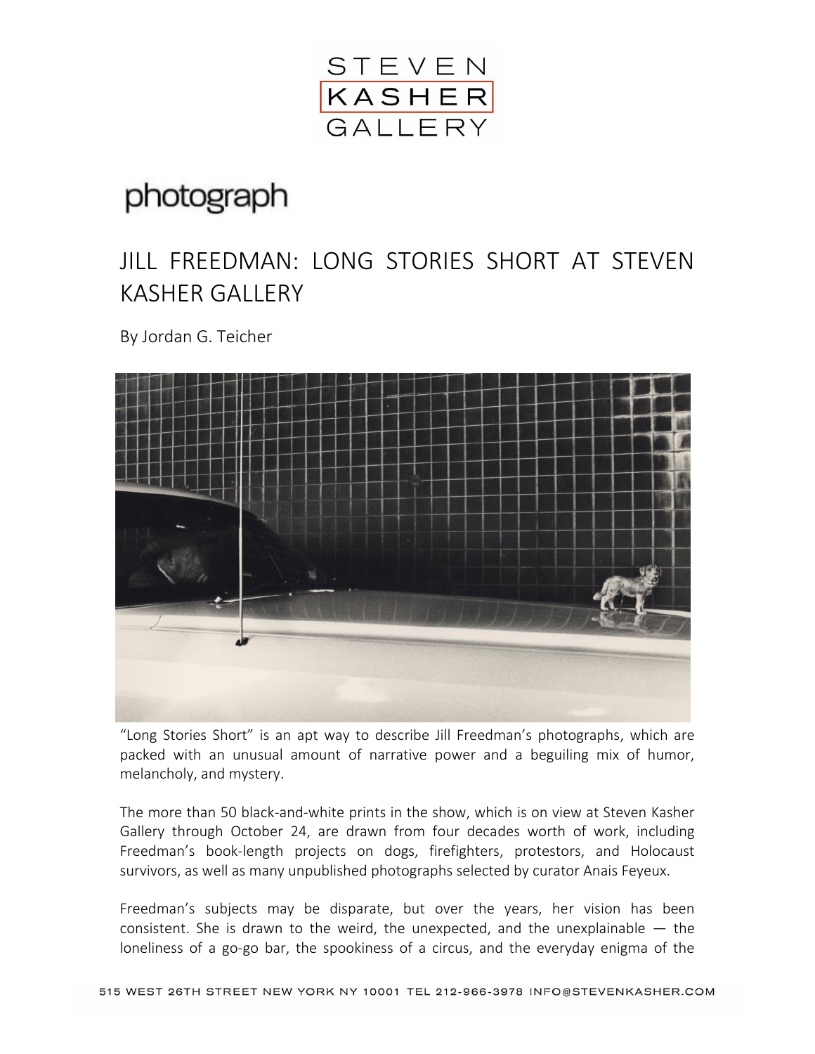STEVEN KASHER GALLERY

photograph

# JILL FREEDMAN: LONG STORIES SHORT AT STEVEN KASHER GALLERY

By Jordan G. Teicher

"Long Stories Short" is an apt way to describe Jill Freedman's photographs, which are packed with an unusual amount of narrative power and a beguiling mix of humor, melancholy, and mystery.

The more than 50 black-and-white prints in the show, which is on view at Steven Kasher Gallery through October 24, are drawn from four decades worth of work, including Freedman's book-length projects on dogs, firefighters, protestors, and Holocaust survivors, as well as many unpublished photographs selected by curator Anais Feyeux.

Freedman's subjects may be disparate, but over the years, her vision has been consistent. She is drawn to the weird, the unexpected, and the unexplainable — the loneliness of a go-go bar, the spookiness of a circus, and the everyday enigma of the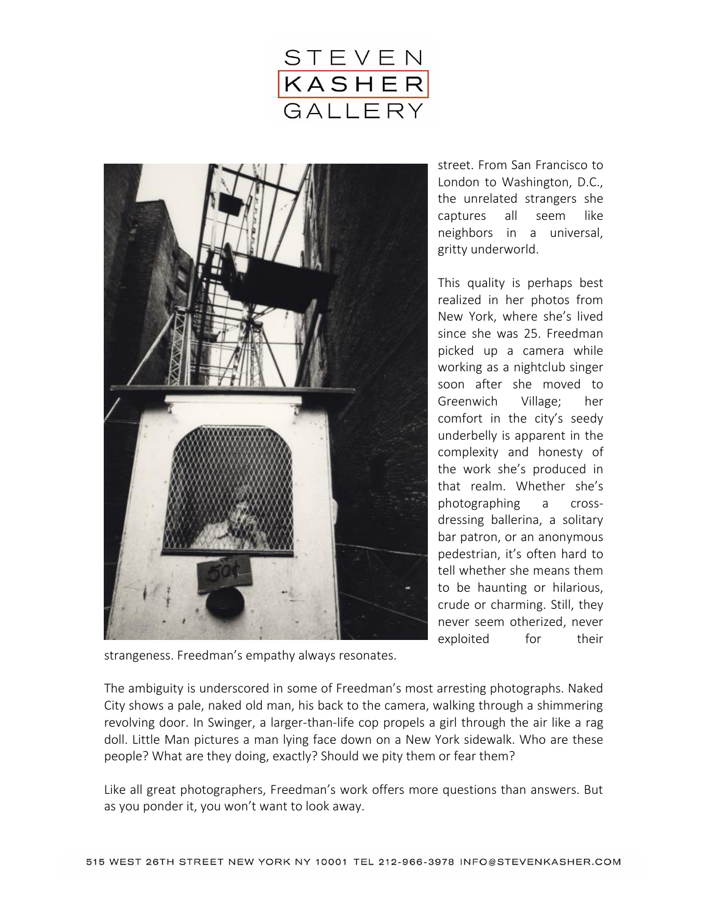street. From San Francisco to London to Washington, D.C., the unrelated strangers she captures all seem like neighbors in a universal, gritty underworld.

This quality is perhaps best realized in her photos from New York, where she's lived since she was 25. Freedman picked up a camera while working as a nightclub singer soon after she moved to Greenwich Village; her comfort in the city's seedy underbelly is apparent in the complexity and honesty of the work she's produced in that realm. Whether she's photographing a cross-dressing ballerina, a solitary bar patron, or an anonymous pedestrian, it's often hard to tell whether she means them to be haunting or hilarious, crude or charming. Still, they never seem otherized, never exploited for their strangeness. Freedman's empathy always resonates.

The ambiguity is underscored in some of Freedman's most arresting photographs. Naked City shows a pale, naked old man, his back to the camera, walking through a shimmering revolving door. In Swinger, a larger-than-life cop propels a girl through the air like a rag doll. Little Man pictures a man lying face down on a New York sidewalk. Who are these people? What are they doing, exactly? Should we pity them or fear them?

Like all great photographers, Freedman's work offers more questions than answers. But as you ponder it, you won't want to look away.